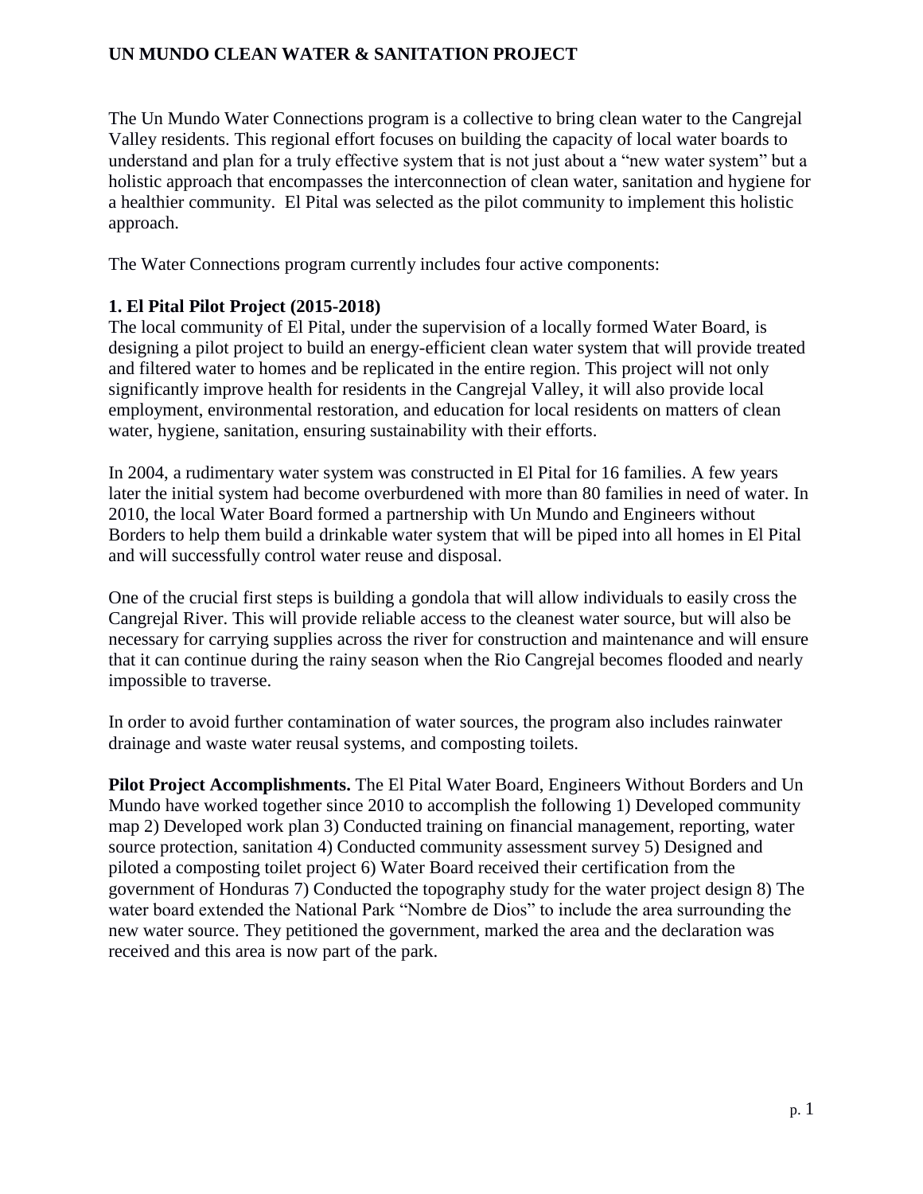# UN MUNDO CLEAN WATER & SANITATION PROJECT

The Un Mundo Water Connections program is a collective to bring clean water to the Cangrejal Valley residents. This regional effort focuses on building the capacity of local water boards to understand and plan for a truly effective system that is not just about a "new water system" but a holistic approach that encompasses the interconnection of clean water, sanitation and hygiene for a healthier community. El Pital was selected as the pilot community to implement this holistic approach.

The Water Connections program currently includes four active components:

## 1. El Pital Pilot Project (2015-2018)

The local community of El Pital, under the supervision of a locally formed Water Board, is designing a pilot project to build an energy-efficient clean water system that will provide treated and filtered water to homes and be replicated in the entire region. This project will not only significantly improve health for residents in the Cangrejal Valley, it will also provide local employment, environmental restoration, and education for local residents on matters of clean water, hygiene, sanitation, ensuring sustainability with their efforts.

In 2004, a rudimentary water system was constructed in El Pital for 16 families. A few years later the initial system had become overburdened with more than 80 families in need of water. In 2010, the local Water Board formed a partnership with Un Mundo and Engineers without Borders to help them build a drinkable water system that will be piped into all homes in El Pital and will successfully control water reuse and disposal.

One of the crucial first steps is building a gondola that will allow individuals to easily cross the Cangrejal River. This will provide reliable access to the cleanest water source, but will also be necessary for carrying supplies across the river for construction and maintenance and will ensure that it can continue during the rainy season when the Rio Cangrejal becomes flooded and nearly impossible to traverse.

In order to avoid further contamination of water sources, the program also includes rainwater drainage and waste water reusal systems, and composting toilets.

**Pilot Project Accomplishments.** The El Pital Water Board, Engineers Without Borders and Un Mundo have worked together since 2010 to accomplish the following 1) Developed community map 2) Developed work plan 3) Conducted training on financial management, reporting, water source protection, sanitation 4) Conducted community assessment survey 5) Designed and piloted a composting toilet project 6) Water Board received their certification from the government of Honduras 7) Conducted the topography study for the water project design 8) The water board extended the National Park "Nombre de Dios" to include the area surrounding the new water source. They petitioned the government, marked the area and the declaration was received and this area is now part of the park.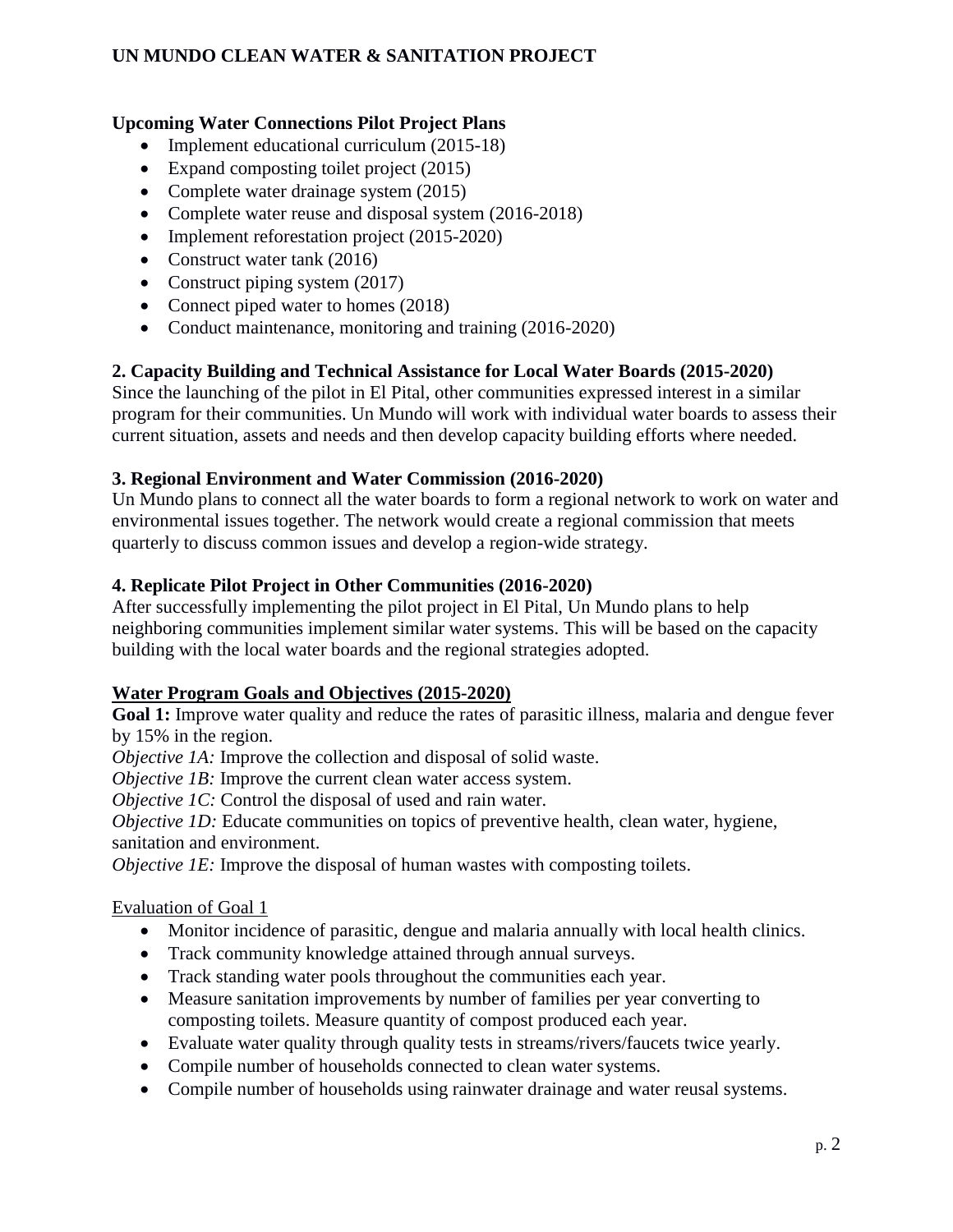**Upcoming Water Connections Pilot Project Plans**

- Implement educational curriculum (2015-18)
- Expand composting toilet project (2015)
- Complete water drainage system (2015)
- Complete water reuse and disposal system (2016-2018)
- Implement reforestation project (2015-2020)
- Construct water tank (2016)
- Construct piping system (2017)
- Connect piped water to homes (2018)
- Conduct maintenance, monitoring and training (2016-2020)

**2. Capacity Building and Technical Assistance for Local Water Boards (2015-2020)**

Since the launching of the pilot in El Pital, other communities expressed interest in a similar program for their communities. Un Mundo will work with individual water boards to assess their current situation, assets and needs and then develop capacity building efforts where needed.

**3. Regional Environment and Water Commission (2016-2020)**

Un Mundo plans to connect all the water boards to form a regional network to work on water and environmental issues together. The network would create a regional commission that meets quarterly to discuss common issues and develop a region-wide strategy.

**4. Replicate Pilot Project in Other Communities (2016-2020)**

After successfully implementing the pilot project in El Pital, Un Mundo plans to help neighboring communities implement similar water systems. This will be based on the capacity building with the local water boards and the regional strategies adopted.

**Water Program Goals and Objectives (2015-2020)**

**Goal 1:** Improve water quality and reduce the rates of parasitic illness, malaria and dengue fever by 15% in the region.

*Objective 1A:* Improve the collection and disposal of solid waste.

*Objective 1B:* Improve the current clean water access system.

*Objective 1C:* Control the disposal of used and rain water.

*Objective 1D:* Educate communities on topics of preventive health, clean water, hygiene, sanitation and environment.

*Objective 1E:* Improve the disposal of human wastes with composting toilets.

Evaluation of Goal 1

- Monitor incidence of parasitic, dengue and malaria annually with local health clinics.
- Track community knowledge attained through annual surveys.
- Track standing water pools throughout the communities each year.
- Measure sanitation improvements by number of families per year converting to composting toilets. Measure quantity of compost produced each year.
- Evaluate water quality through quality tests in streams/rivers/faucets twice yearly.
- Compile number of households connected to clean water systems.
- Compile number of households using rainwater drainage and water reusal systems.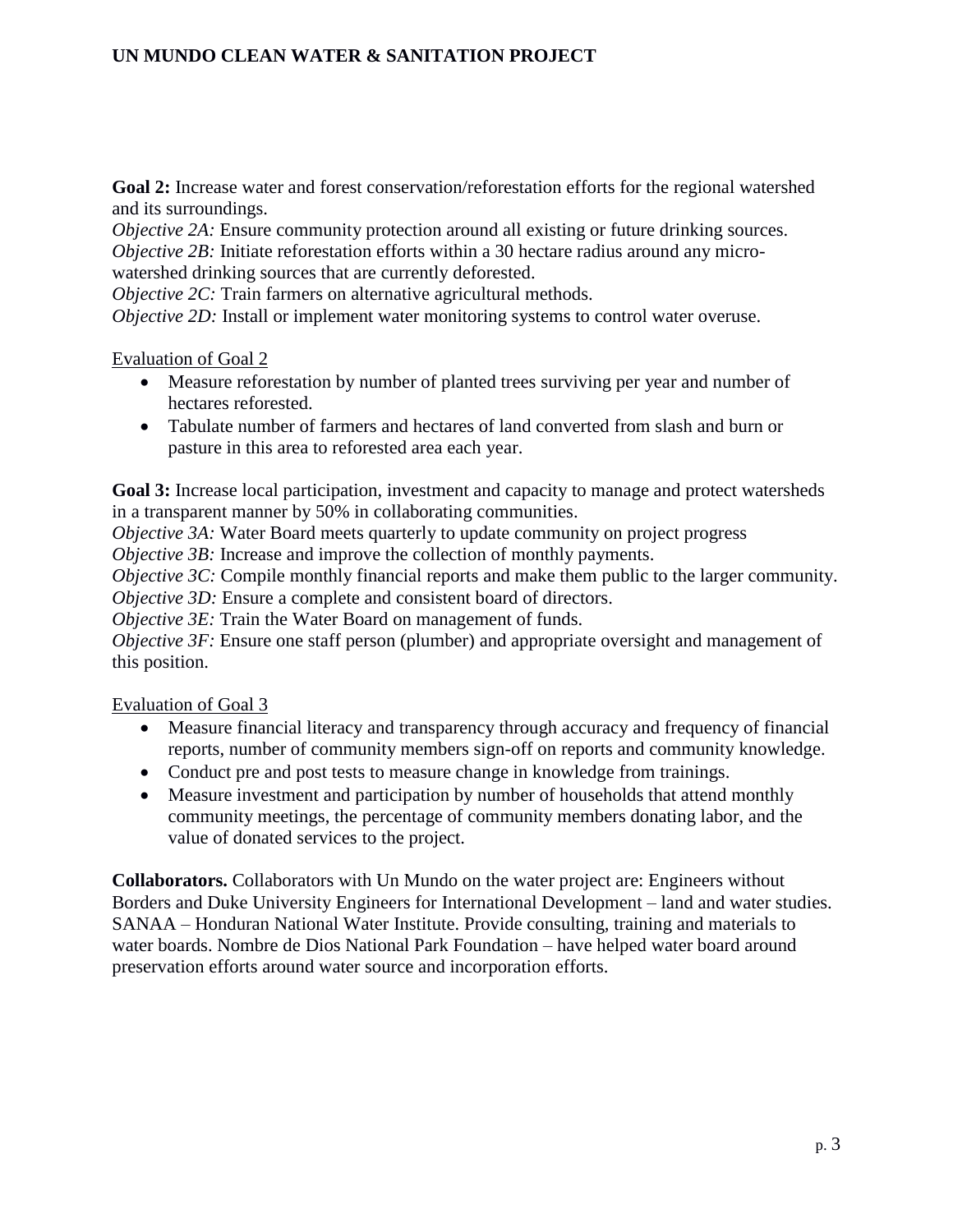**Goal 2:** Increase water and forest conservation/reforestation efforts for the regional watershed and its surroundings.
*Objective 2A:* Ensure community protection around all existing or future drinking sources.
*Objective 2B:* Initiate reforestation efforts within a 30 hectare radius around any micro-watershed drinking sources that are currently deforested.
*Objective 2C:* Train farmers on alternative agricultural methods.
*Objective 2D:* Install or implement water monitoring systems to control water overuse.

Evaluation of Goal 2

- Measure reforestation by number of planted trees surviving per year and number of hectares reforested.
- Tabulate number of farmers and hectares of land converted from slash and burn or pasture in this area to reforested area each year.

**Goal 3:** Increase local participation, investment and capacity to manage and protect watersheds in a transparent manner by 50% in collaborating communities.
*Objective 3A:* Water Board meets quarterly to update community on project progress
*Objective 3B:* Increase and improve the collection of monthly payments.
*Objective 3C:* Compile monthly financial reports and make them public to the larger community.
*Objective 3D:* Ensure a complete and consistent board of directors.
*Objective 3E:* Train the Water Board on management of funds.
*Objective 3F:* Ensure one staff person (plumber) and appropriate oversight and management of this position.

Evaluation of Goal 3

- Measure financial literacy and transparency through accuracy and frequency of financial reports, number of community members sign-off on reports and community knowledge.
- Conduct pre and post tests to measure change in knowledge from trainings.
- Measure investment and participation by number of households that attend monthly community meetings, the percentage of community members donating labor, and the value of donated services to the project.

**Collaborators.** Collaborators with Un Mundo on the water project are: Engineers without Borders and Duke University Engineers for International Development – land and water studies. SANAA – Honduran National Water Institute. Provide consulting, training and materials to water boards. Nombre de Dios National Park Foundation – have helped water board around preservation efforts around water source and incorporation efforts.